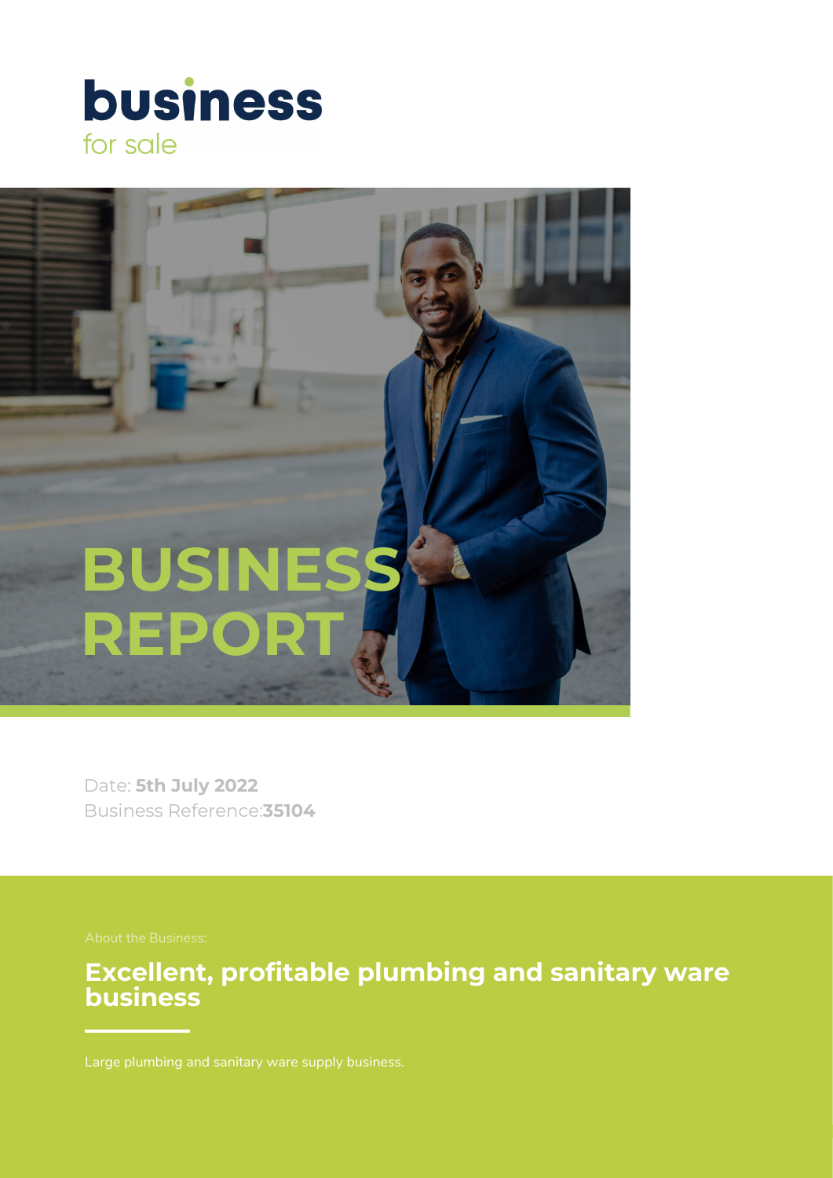# business
for sale

# BUSINESS REPORT

Date: **5th July 2022**
Business Reference:**35104**

About the Business:

## Excellent, profitable plumbing and sanitary ware business

Large plumbing and sanitary ware supply business.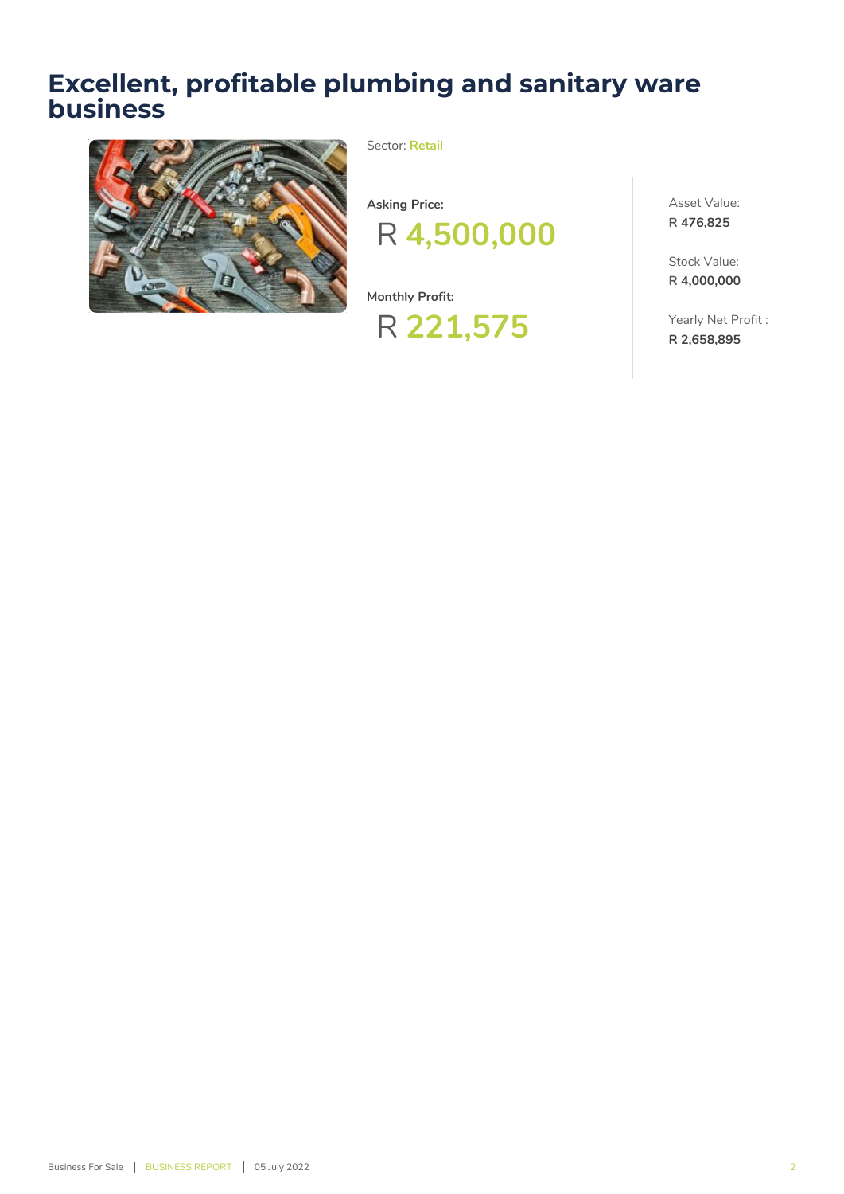# Excellent, profitable plumbing and sanitary ware business

Sector: **Retail**

**Asking Price:**

R **4,500,000**

**Monthly Profit:**

R **221,575**

Asset Value:
R **476,825**

Stock Value:
R **4,000,000**

Yearly Net Profit :
**R 2,658,895**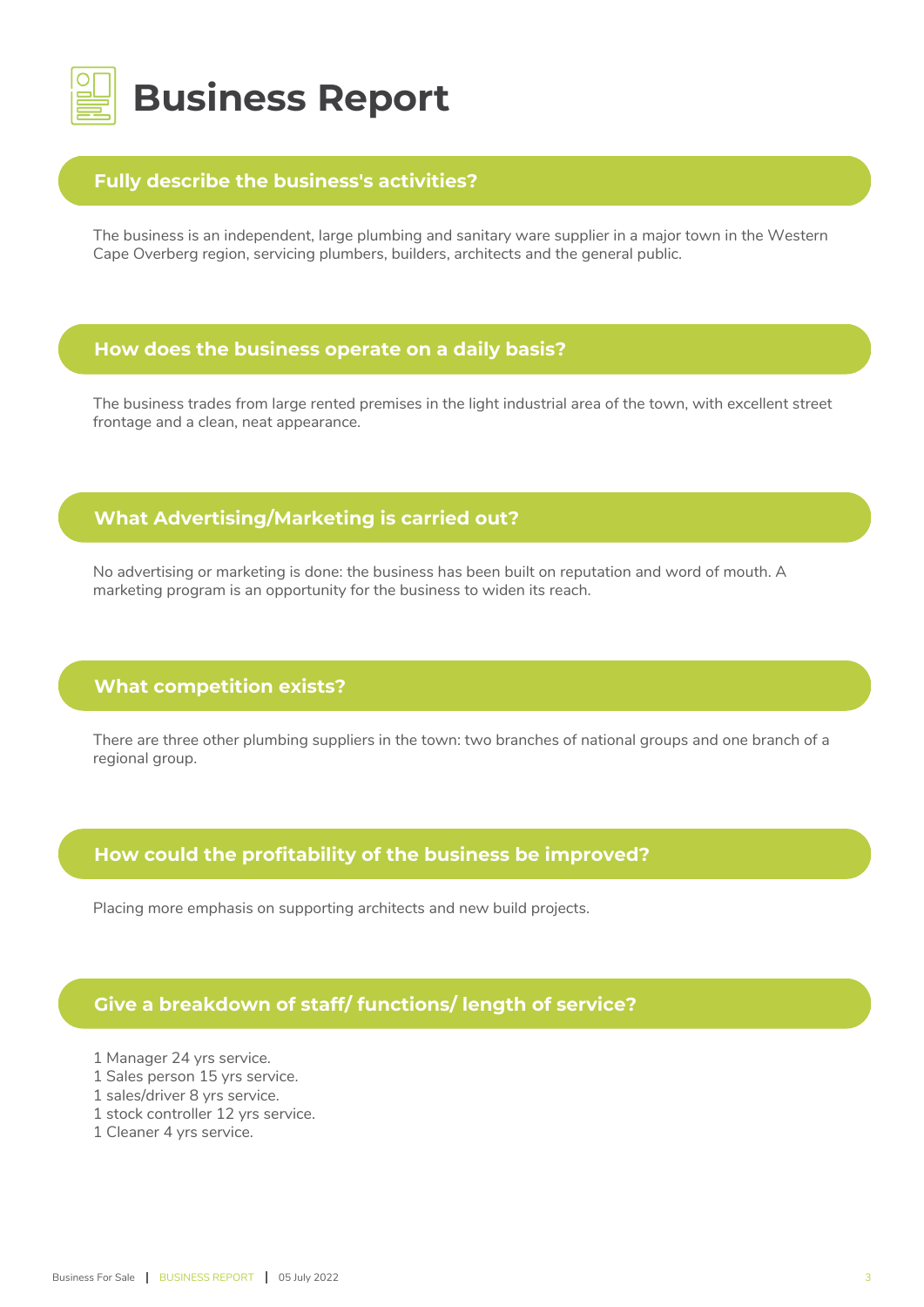# Business Report

## Fully describe the business's activities?

The business is an independent, large plumbing and sanitary ware supplier in a major town in the Western Cape Overberg region, servicing plumbers, builders, architects and the general public.

## How does the business operate on a daily basis?

The business trades from large rented premises in the light industrial area of the town, with excellent street frontage and a clean, neat appearance.

## What Advertising/Marketing is carried out?

No advertising or marketing is done: the business has been built on reputation and word of mouth. A marketing program is an opportunity for the business to widen its reach.

## What competition exists?

There are three other plumbing suppliers in the town: two branches of national groups and one branch of a regional group.

## How could the profitability of the business be improved?

Placing more emphasis on supporting architects and new build projects.

## Give a breakdown of staff/ functions/ length of service?

1 Manager 24 yrs service.
1 Sales person 15 yrs service.
1 sales/driver 8 yrs service.
1 stock controller 12 yrs service.
1 Cleaner 4 yrs service.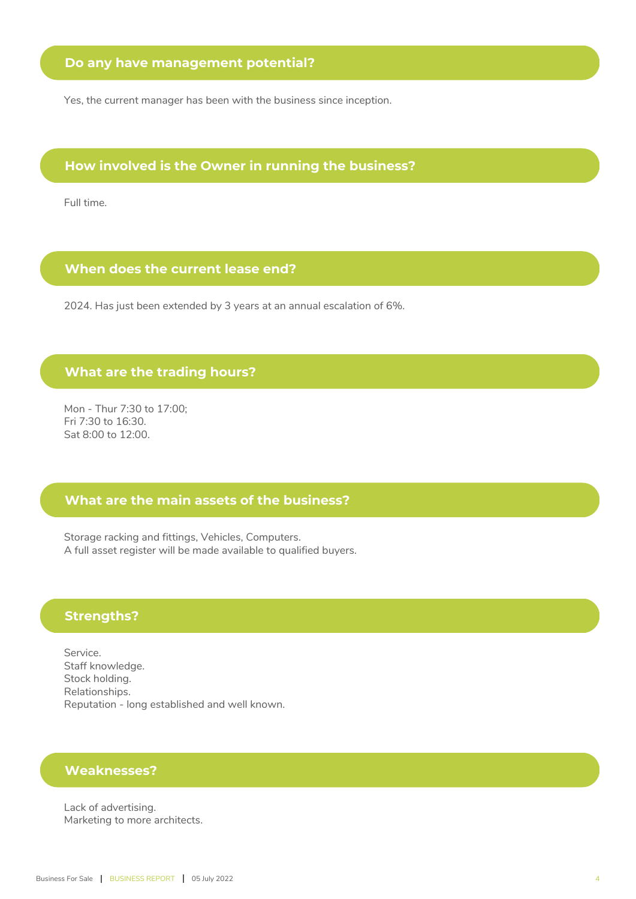## Do any have management potential?

Yes, the current manager has been with the business since inception.

## How involved is the Owner in running the business?

Full time.

## When does the current lease end?

2024. Has just been extended by 3 years at an annual escalation of 6%.

## What are the trading hours?

Mon - Thur 7:30 to 17:00;
Fri 7:30 to 16:30.
Sat 8:00 to 12:00.

## What are the main assets of the business?

Storage racking and fittings, Vehicles, Computers.
A full asset register will be made available to qualified buyers.

## Strengths?

Service.
Staff knowledge.
Stock holding.
Relationships.
Reputation - long established and well known.

## Weaknesses?

Lack of advertising.
Marketing to more architects.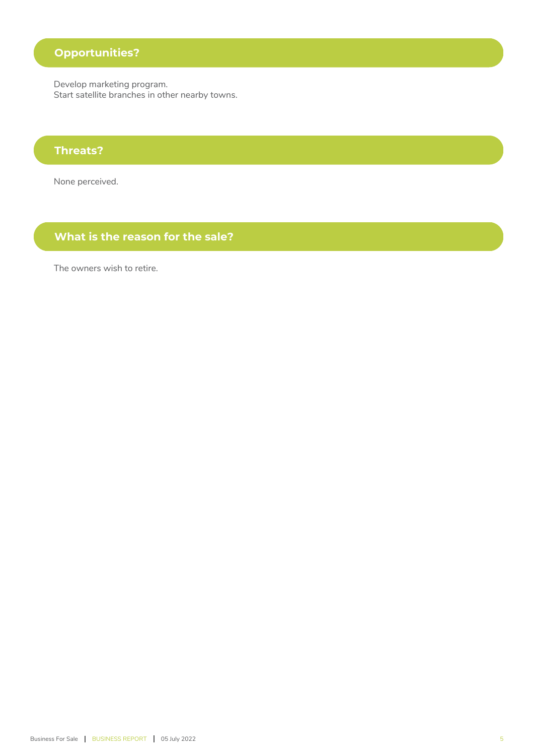## Opportunities?

Develop marketing program.
Start satellite branches in other nearby towns.

## Threats?

None perceived.

## What is the reason for the sale?

The owners wish to retire.